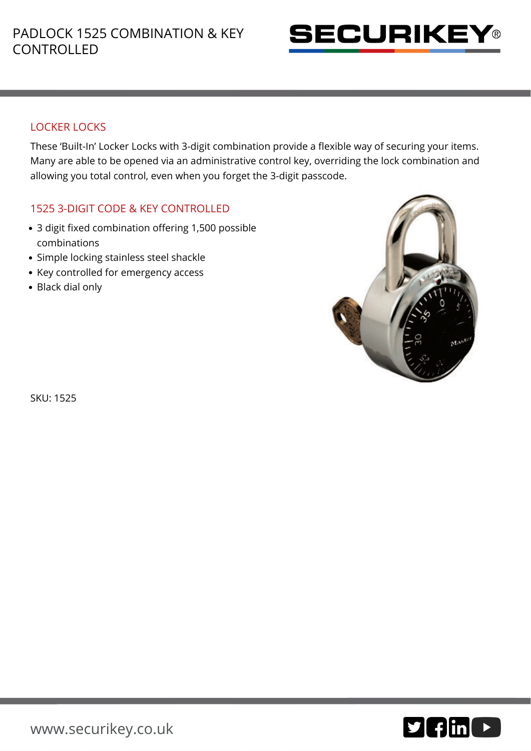# PADLOCK 1525 COMBINATION & KEY CONTROLLED

SECURIKEY®

## LOCKER LOCKS

These 'Built-In' Locker Locks with 3-digit combination provide a flexible way of securing your items. Many are able to be opened via an administrative control key, overriding the lock combination and allowing you total control, even when you forget the 3-digit passcode.

## 1525 3-DIGIT CODE & KEY CONTROLLED

- 3 digit fixed combination offering 1,500 possible combinations
- Simple locking stainless steel shackle
- Key controlled for emergency access
- Black dial only

SKU: 1525

www.securikey.co.uk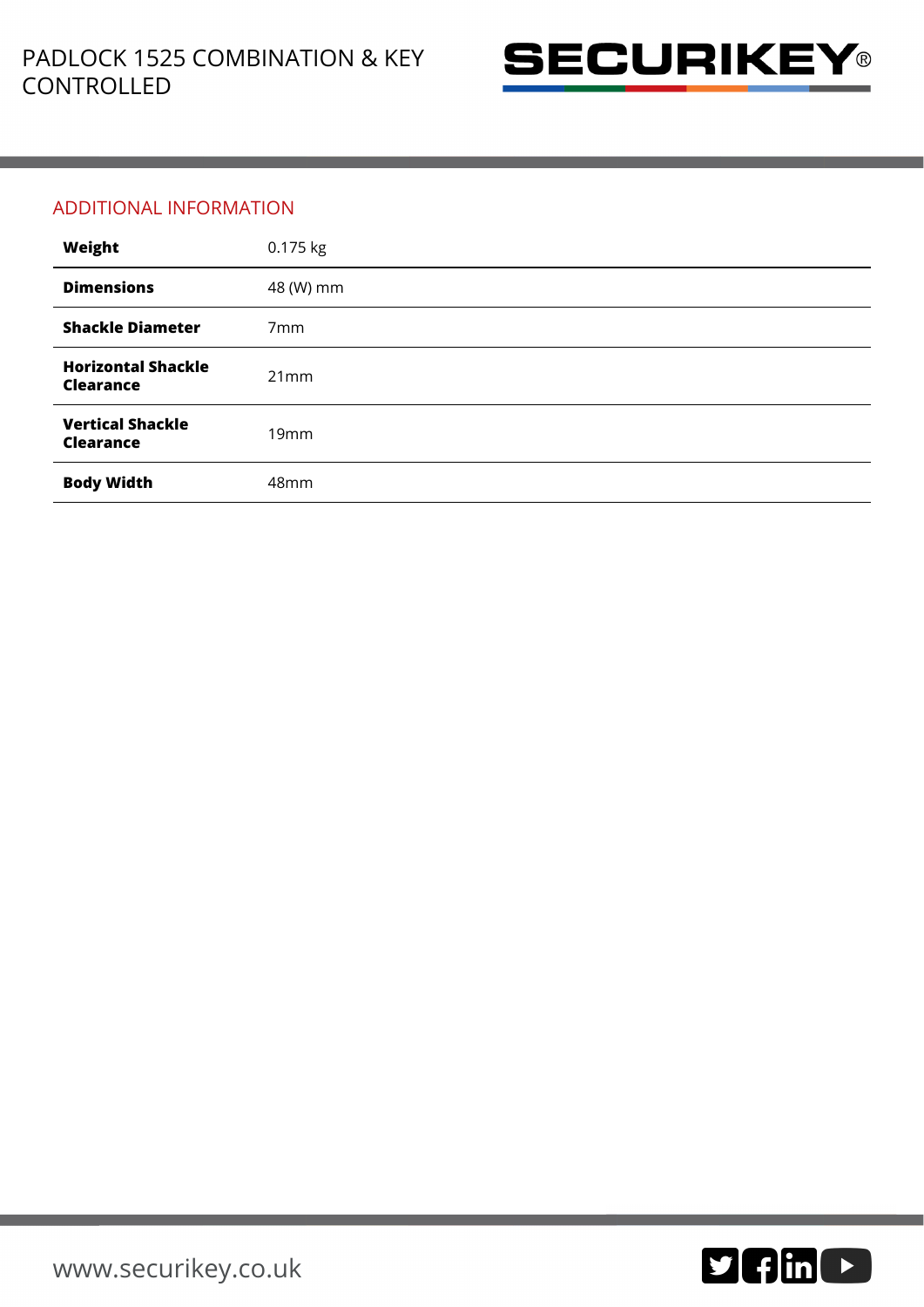## ADDITIONAL INFORMATION

| | |
|---|---|
| **Weight** | 0.175 kg |
| **Dimensions** | 48 (W) mm |
| **Shackle Diameter** | 7mm |
| **Horizontal Shackle Clearance** | 21mm |
| **Vertical Shackle Clearance** | 19mm |
| **Body Width** | 48mm |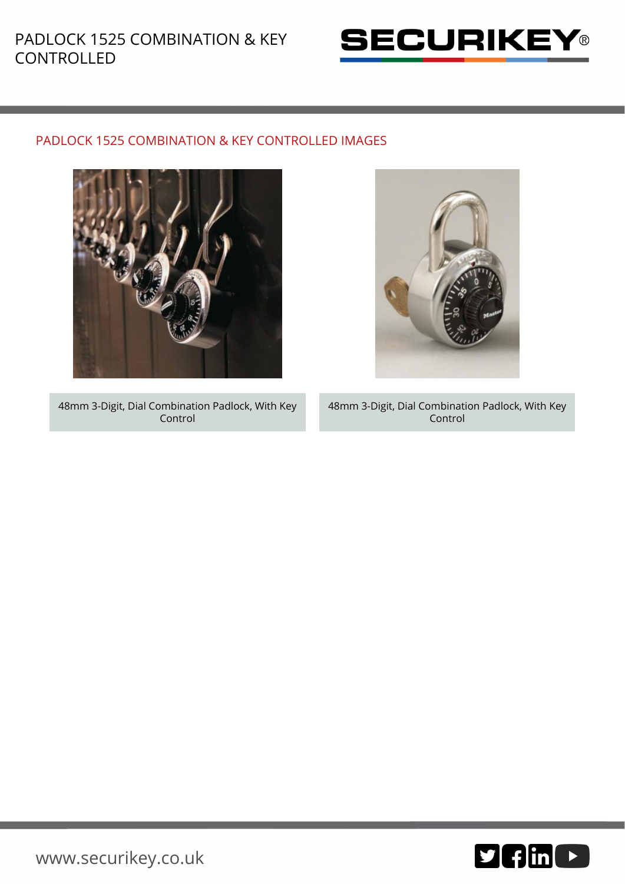PADLOCK 1525 COMBINATION & KEY CONTROLLED IMAGES

48mm 3-Digit, Dial Combination Padlock, With Key Control

48mm 3-Digit, Dial Combination Padlock, With Key Control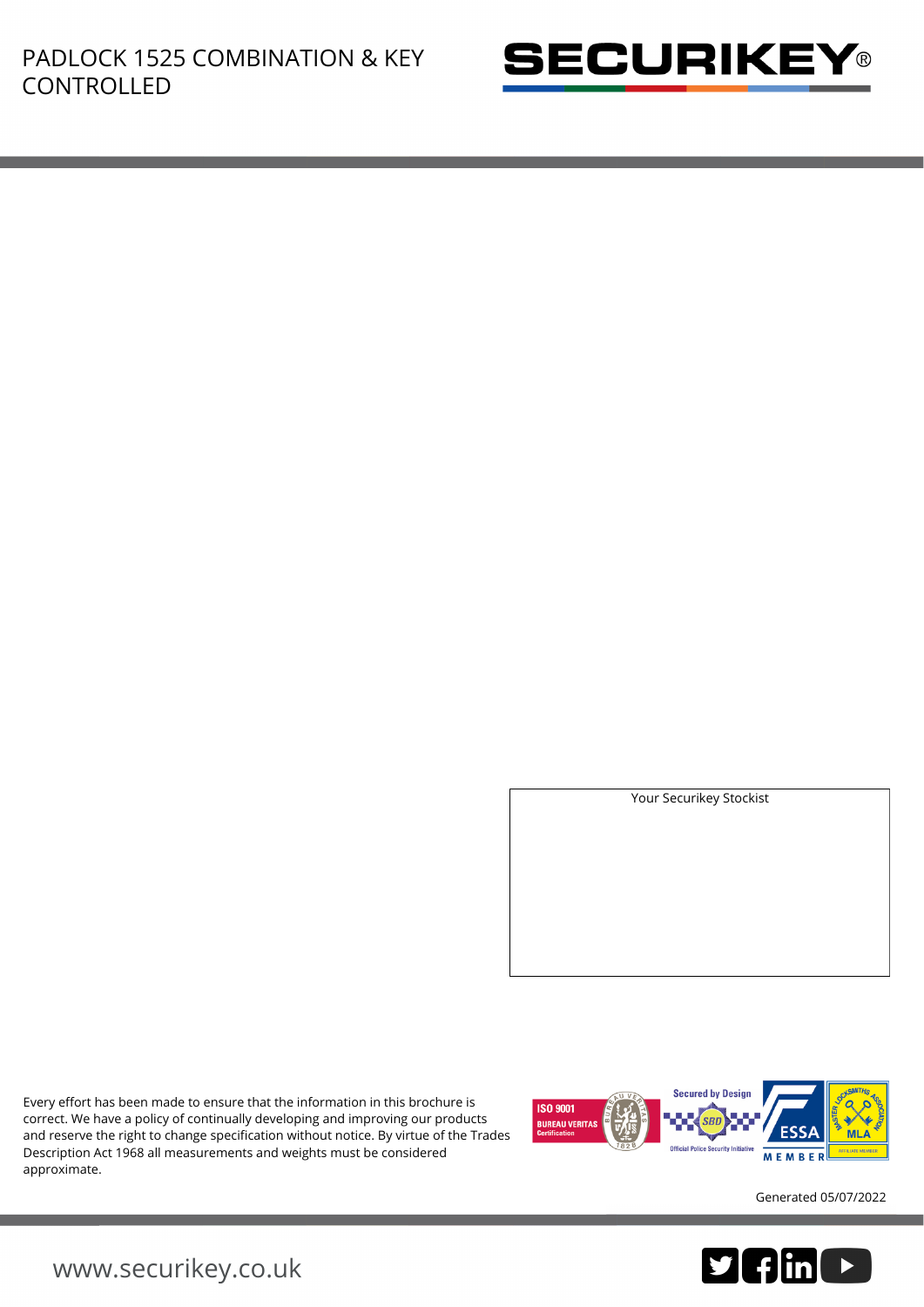# PADLOCK 1525 COMBINATION & KEY CONTROLLED

Your Securikey Stockist

Every effort has been made to ensure that the information in this brochure is correct. We have a policy of continually developing and improving our products and reserve the right to change specification without notice. By virtue of the Trades Description Act 1968 all measurements and weights must be considered approximate.

Generated 05/07/2022

www.securikey.co.uk